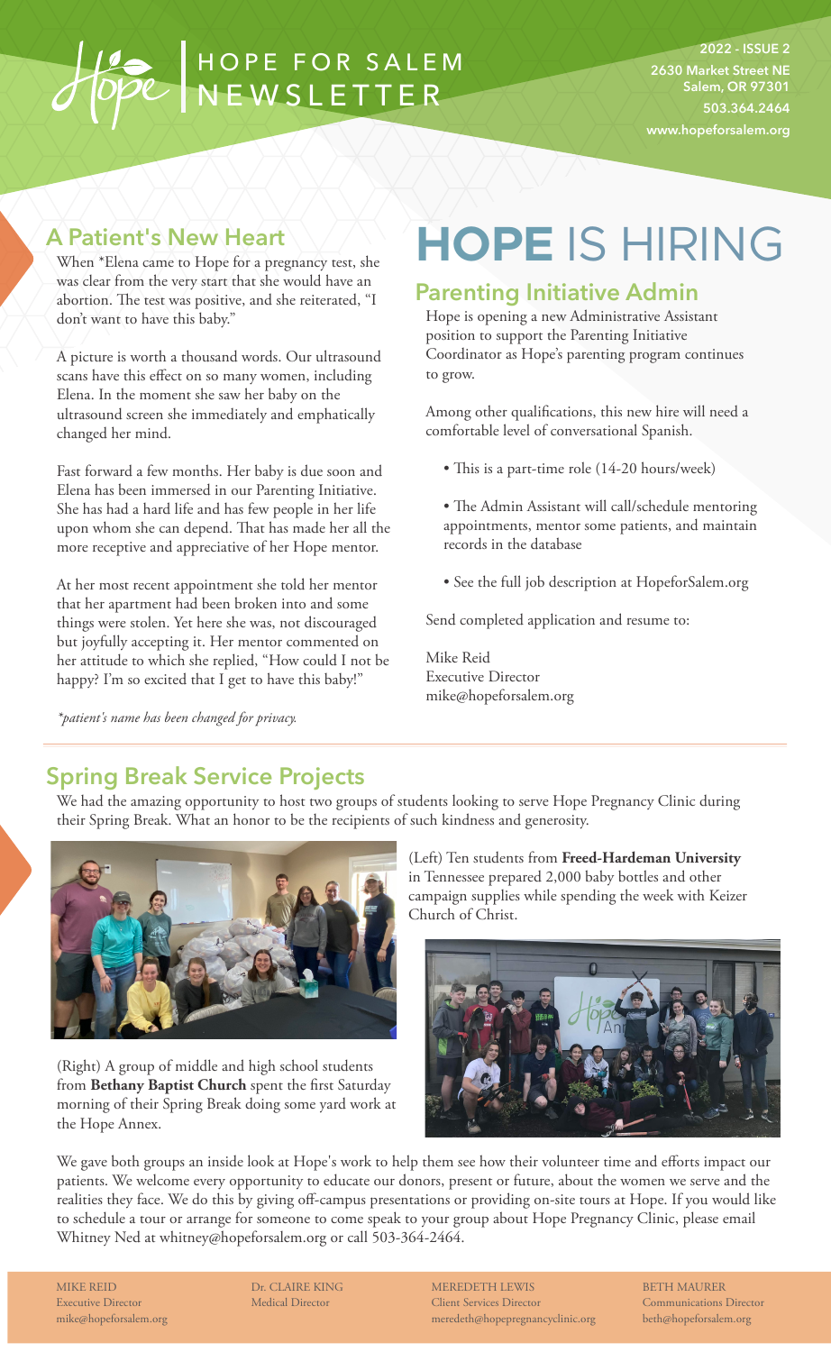# HOPE FOR SALEM NEWSLETTER

**2022 - ISSUE 2**
2630 Market Street NE
Salem, OR 97301
503.364.2464
www.hopeforsalem.org

## A Patient's New Heart

When *Elena came to Hope for a pregnancy test, she was clear from the very start that she would have an abortion. The test was positive, and she reiterated, "I don't want to have this baby."

A picture is worth a thousand words. Our ultrasound scans have this effect on so many women, including Elena. In the moment she saw her baby on the ultrasound screen she immediately and emphatically changed her mind.

Fast forward a few months. Her baby is due soon and Elena has been immersed in our Parenting Initiative. She has had a hard life and has few people in her life upon whom she can depend. That has made her all the more receptive and appreciative of her Hope mentor.

At her most recent appointment she told her mentor that her apartment had been broken into and some things were stolen. Yet here she was, not discouraged but joyfully accepting it. Her mentor commented on her attitude to which she replied, "How could I not be happy? I'm so excited that I get to have this baby!"

*\*patient's name has been changed for privacy.*

# HOPE IS HIRING

## Parenting Initiative Admin

Hope is opening a new Administrative Assistant position to support the Parenting Initiative Coordinator as Hope's parenting program continues to grow.

Among other qualifications, this new hire will need a comfortable level of conversational Spanish.

- This is a part-time role (14-20 hours/week)
- The Admin Assistant will call/schedule mentoring appointments, mentor some patients, and maintain records in the database
- See the full job description at HopeforSalem.org

Send completed application and resume to:

Mike Reid
Executive Director
mike@hopeforsalem.org

## Spring Break Service Projects

We had the amazing opportunity to host two groups of students looking to serve Hope Pregnancy Clinic during their Spring Break. What an honor to be the recipients of such kindness and generosity.

(Left) Ten students from **Freed-Hardeman University** in Tennessee prepared 2,000 baby bottles and other campaign supplies while spending the week with Keizer Church of Christ.

(Right) A group of middle and high school students from **Bethany Baptist Church** spent the first Saturday morning of their Spring Break doing some yard work at the Hope Annex.

We gave both groups an inside look at Hope's work to help them see how their volunteer time and efforts impact our patients. We welcome every opportunity to educate our donors, present or future, about the women we serve and the realities they face. We do this by giving off-campus presentations or providing on-site tours at Hope. If you would like to schedule a tour or arrange for someone to come speak to your group about Hope Pregnancy Clinic, please email Whitney Ned at whitney@hopeforsalem.org or call 503-364-2464.

MIKE REID
Executive Director
mike@hopeforsalem.org

Dr. CLAIRE KING
Medical Director

MEREDETH LEWIS
Client Services Director
meredeth@hopepregnancyclinic.org

BETH MAURER
Communications Director
beth@hopeforsalem.org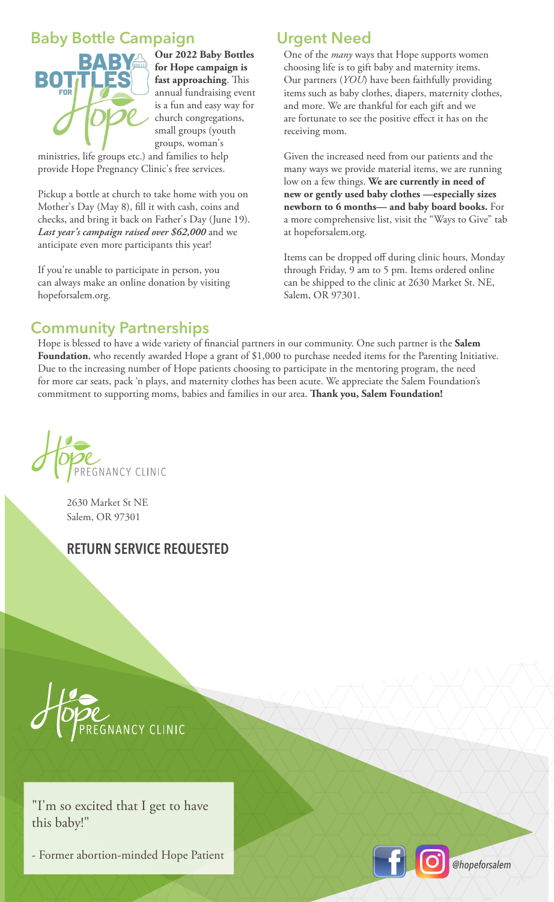## Baby Bottle Campaign

**Our 2022 Baby Bottles for Hope campaign is fast approaching**. This annual fundraising event is a fun and easy way for church congregations, small groups (youth groups, woman's ministries, life groups etc.) and families to help provide Hope Pregnancy Clinic's free services.

Pickup a bottle at church to take home with you on Mother's Day (May 8), fill it with cash, coins and checks, and bring it back on Father's Day (June 19). ***Last year's campaign raised over $62,000*** and we anticipate even more participants this year!

If you're unable to participate in person, you can always make an online donation by visiting hopeforsalem.org.

## Urgent Need

One of the *many* ways that Hope supports women choosing life is to gift baby and maternity items. Our partners (*YOU*) have been faithfully providing items such as baby clothes, diapers, maternity clothes, and more. We are thankful for each gift and we are fortunate to see the positive effect it has on the receiving mom.

Given the increased need from our patients and the many ways we provide material items, we are running low on a few things. **We are currently in need of new or gently used baby clothes —especially sizes newborn to 6 months— and baby board books.** For a more comprehensive list, visit the "Ways to Give" tab at hopeforsalem.org.

Items can be dropped off during clinic hours, Monday through Friday, 9 am to 5 pm. Items ordered online can be shipped to the clinic at 2630 Market St. NE, Salem, OR 97301.

## Community Partnerships

Hope is blessed to have a wide variety of financial partners in our community. One such partner is the **Salem Foundation**, who recently awarded Hope a grant of $1,000 to purchase needed items for the Parenting Initiative. Due to the increasing number of Hope patients choosing to participate in the mentoring program, the need for more car seats, pack 'n plays, and maternity clothes has been acute. We appreciate the Salem Foundation's commitment to supporting moms, babies and families in our area. **Thank you, Salem Foundation!**

Hope Pregnancy Clinic

2630 Market St NE
Salem, OR 97301

**RETURN SERVICE REQUESTED**

Hope Pregnancy Clinic

"I'm so excited that I get to have this baby!"

- Former abortion-minded Hope Patient

@hopeforsalem